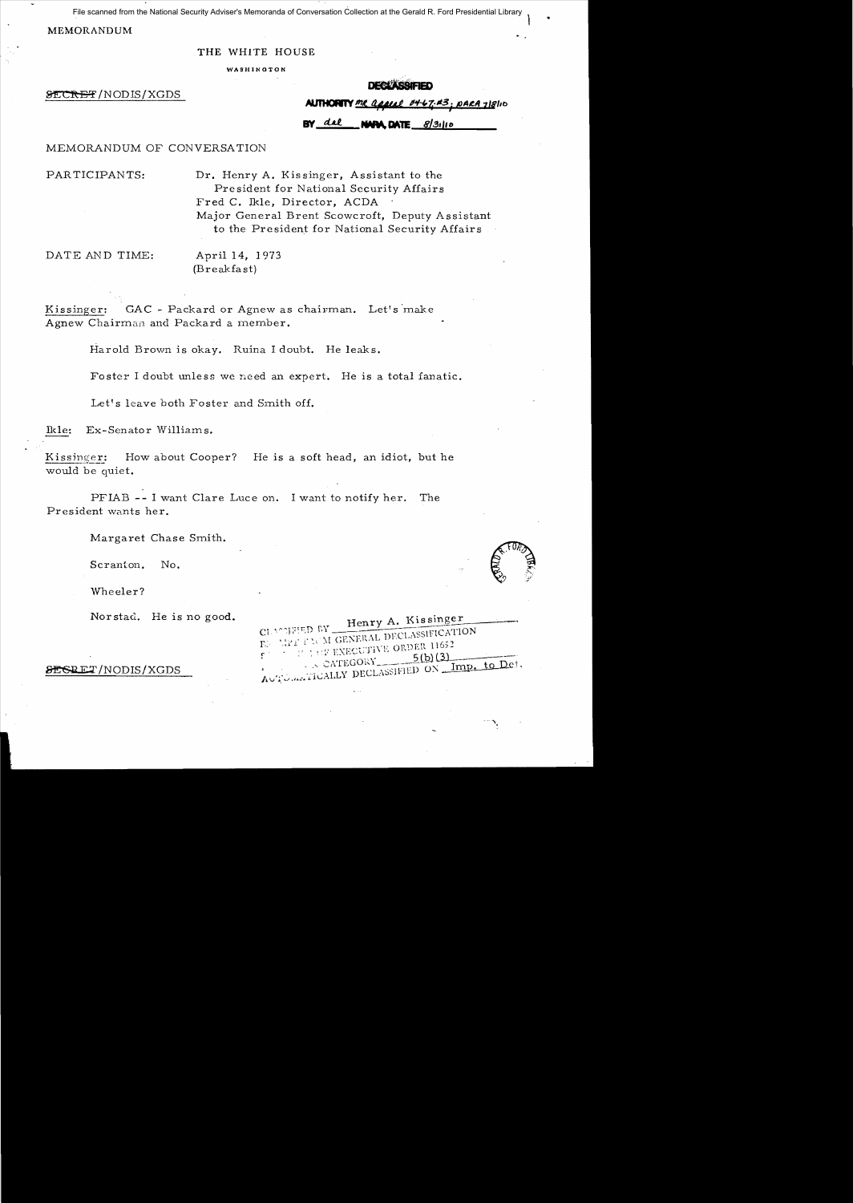File scanned from the National Security Adviser's Memoranda of Conversation Collection at the Gerald R. Ford Presidential Library

MEMORANDUM

THE WHITE HOUSE

WASHINGTON

SECRET/NODIS/XGDS

DECLASSIFIED
AUTHORITY MR appeal 04-67, #3; NARA 7/8/10
BY dal NARA, DATE 8/31/10

MEMORANDUM OF CONVERSATION

PARTICIPANTS: Dr. Henry A. Kissinger, Assistant to the President for National Security Affairs
Fred C. Ikle, Director, ACDA
Major General Brent Scowcroft, Deputy Assistant to the President for National Security Affairs

DATE AND TIME: April 14, 1973
(Breakfast)

Kissinger: GAC - Packard or Agnew as chairman. Let's make Agnew Chairman and Packard a member.

Harold Brown is okay. Ruina I doubt. He leaks.

Foster I doubt unless we need an expert. He is a total fanatic.

Let's leave both Foster and Smith off.

Ikle: Ex-Senator Williams.

Kissinger: How about Cooper? He is a soft head, an idiot, but he would be quiet.

PFIAB -- I want Clare Luce on. I want to notify her. The President wants her.

Margaret Chase Smith.

Scranton. No.

Wheeler?

Norstad. He is no good.

CLASSIFIED BY Henry A. Kissinger
EXEMPT FROM GENERAL DECLASSIFICATION SCHEDULE OF EXECUTIVE ORDER 11652
EXEMPTION CATEGORY 5(b)(3)
AUTOMATICALLY DECLASSIFIED ON Imp. to Det.

SECRET/NODIS/XGDS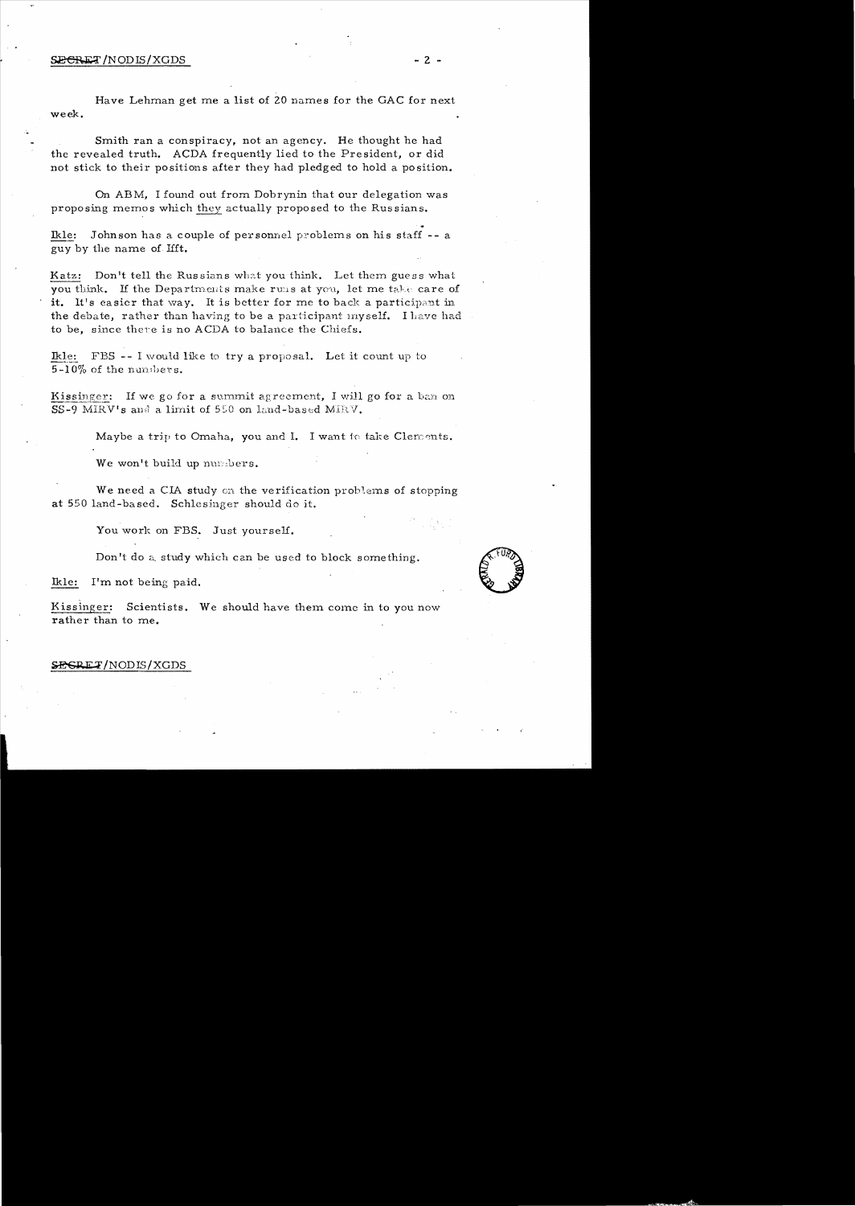Have Lehman get me a list of 20 names for the GAC for next week.

Smith ran a conspiracy, not an agency. He thought he had the revealed truth. ACDA frequently lied to the President, or did not stick to their positions after they had pledged to hold a position.

On ABM, I found out from Dobrynin that our delegation was proposing memos which they actually proposed to the Russians.

Ikle: Johnson has a couple of personnel problems on his staff -- a guy by the name of Ifft.

Katz: Don't tell the Russians what you think. Let them guess what you think. If the Departments make runs at you, let me take care of it. It's easier that way. It is better for me to back a participant in the debate, rather than having to be a participant myself. I have had to be, since there is no ACDA to balance the Chiefs.

Ikle: FBS -- I would like to try a proposal. Let it count up to 5-10% of the numbers.

Kissinger: If we go for a summit agreement, I will go for a ban on SS-9 MIRV's and a limit of 550 on land-based MIRV.

Maybe a trip to Omaha, you and I. I want to take Clements.

We won't build up numbers.

We need a CIA study on the verification problems of stopping at 550 land-based. Schlesinger should do it.

You work on FBS. Just yourself.

Don't do a study which can be used to block something.

Ikle: I'm not being paid.

Kissinger: Scientists. We should have them come in to you now rather than to me.

SECRET/NODIS/XGDS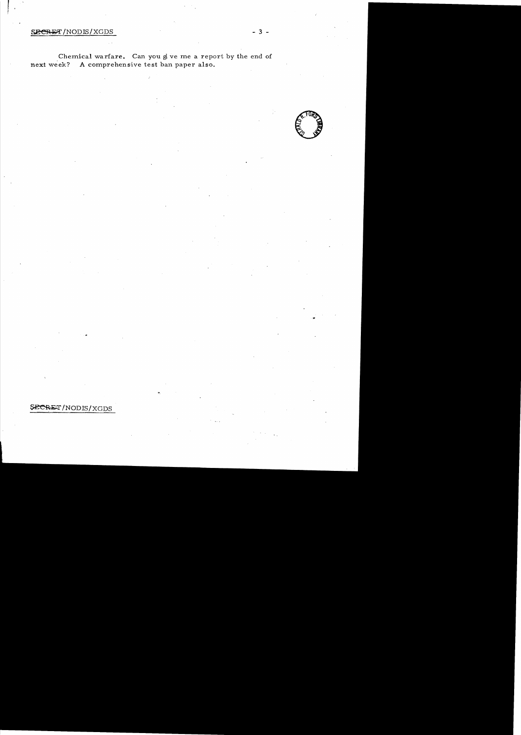Chemical warfare. Can you give me a report by the end of next week? A comprehensive test ban paper also.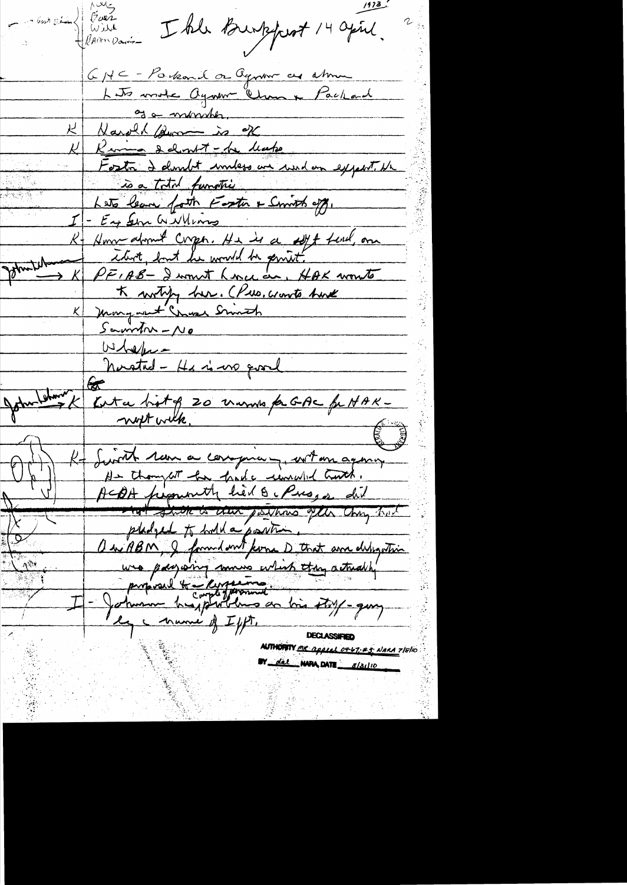1973

Ambass Scali / Gen Scowcroft / Will / Ramm Davis

I hle Burkfort 14 April

GAC - Packard or Agnew as chmn
L Jts wrote Agnew Chmn + Packard as a member.

K Harold Brown is OK

K Rivina I doubt - he leaks

Foster I doubt unless we need an expert. He is a total fanatic

Lets leave both Foster + Smith off.

I - Ex Sen Williams

K - How about Cooper. He is a soft head, on it, but he would be quiet.

John Lehman → K PF, AB - I want Luce on. HAK wants to notify her. (Pres. wants her)

K Margaret Chase Smith

Saunders - No

Wheeler -

Norstad - He is no good

John Lehman → K Get a list of 20 names for GAC for HAK - next week.

K - Smith ran a conspiracy, not an agency. He thought he had a unwashed touch. ACDA frequently lied to Pres, did not stick to their positions after they had pledged to hold a position.

On ABM, I found out from D that our delegation was pushing moves which they actually proposed to the Russians. completely ground

I - Johnson has problems on his staff - gave by c name of Ifft.

DECLASSIFIED
AUTHORITY MR appeal 04-67: #5; NARA 7/8/10
BY dal NARA, DATE 8/31/10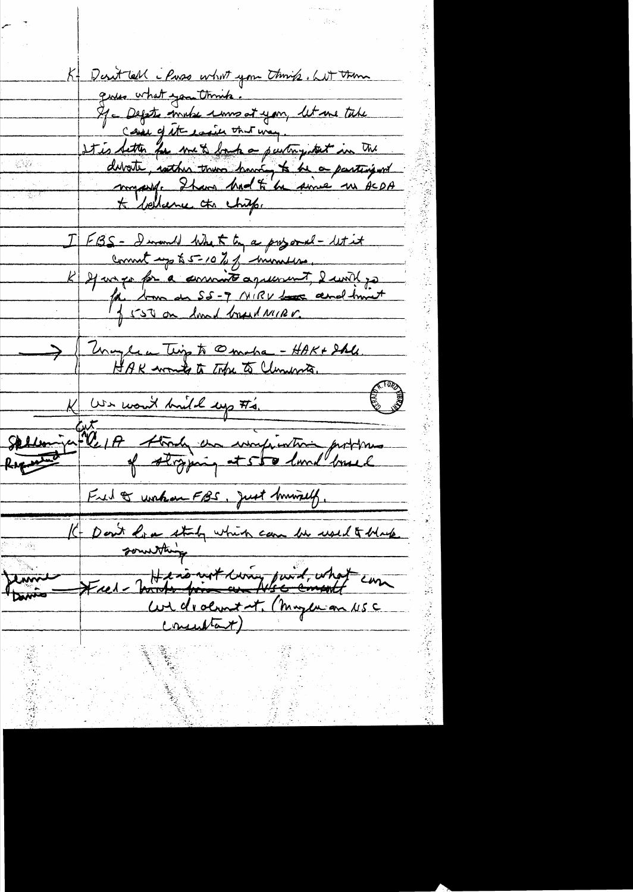K- Don't tell i Pass what you think. Let them guess what you think.
If a Defeat makes a mess at you, let me take care of it easier that way.
It is better for me to look a participant in the debate, rather than having to be a participant myself. I have had to be since in ACDA & Vladivostok.

I FBS - I would like to try a proposal - let it count up to 5-10% of numbers.

K If we go for a comment agreement, I would go for ban on SS-7 MIRV and limit of 550 on land based MIRV.

→ Mayaguez Trip to Omaha - HAK + Schl.
HAK wants to talk to Clements.

K We won't build up #s.

Schlesinger Reported - Cut C/A study on verification problems of stopping at 550 land based

Fred to work on FBS, just himself.

K- Don't do a study which can be used to block something

Jeanne Davis - Fred - ~~Wants him on NSC consult~~ He's not being paid, what can we do about it. (Mayaguez on NSC consultant)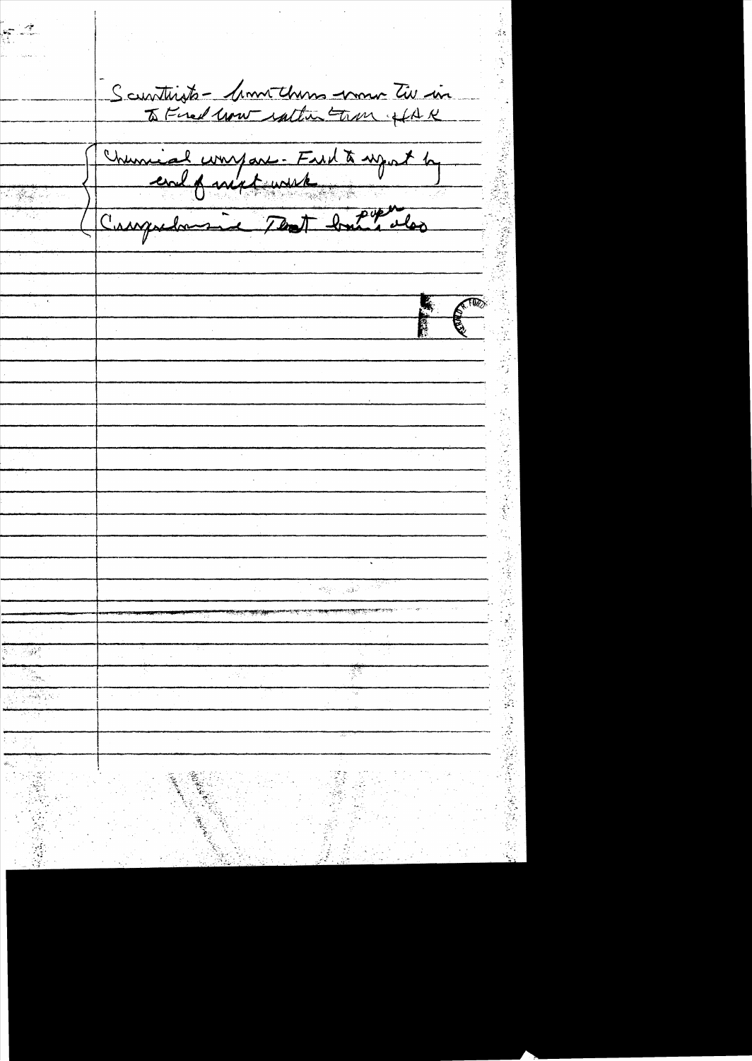Scientists - know them - more in to Fred how - rather than HAK

Chemical warfare - Fred to report by end of next week

Congressional Test ban paper also